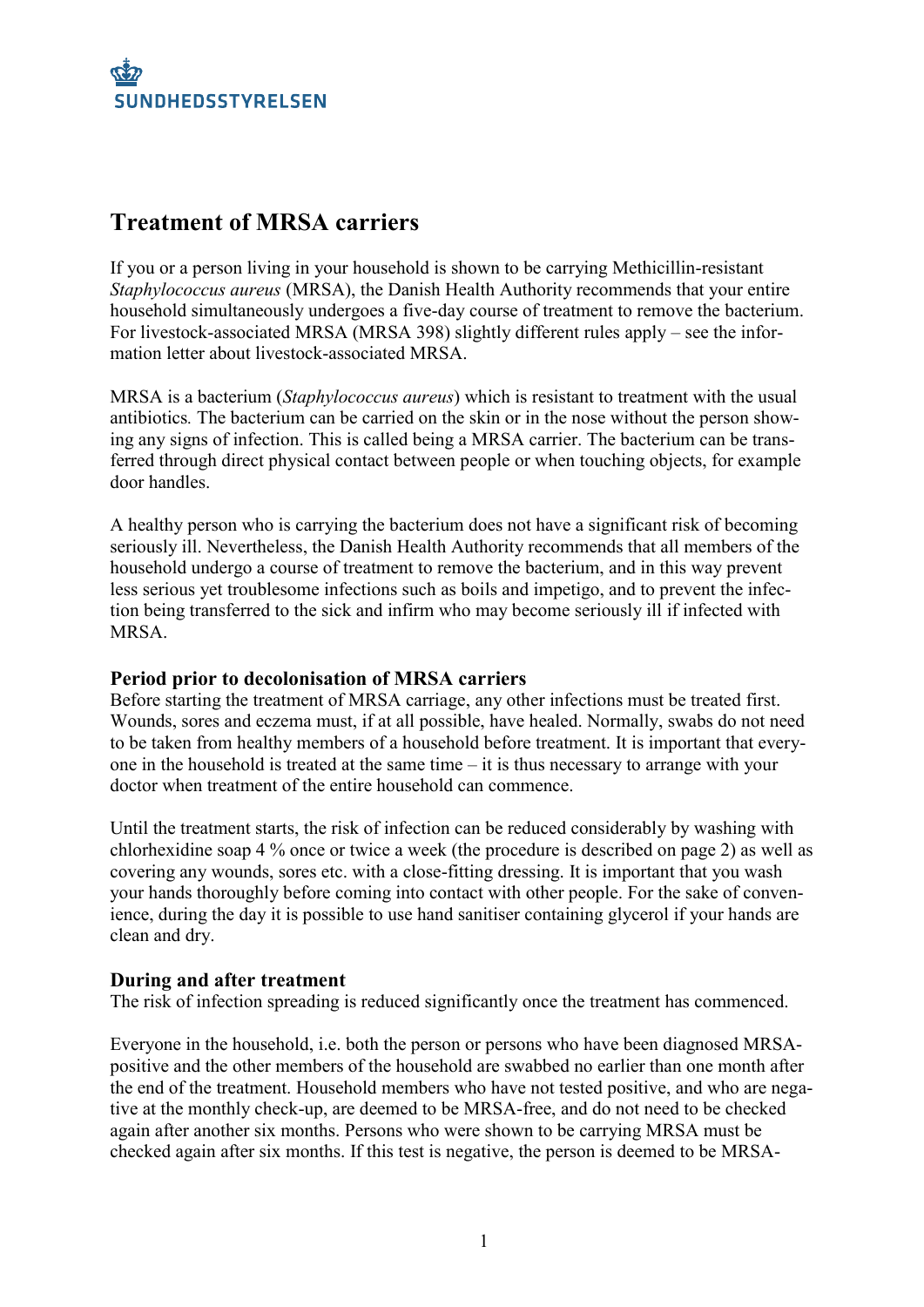SUNDHEDSSTYRELSEN

# Treatment of MRSA carriers

If you or a person living in your household is shown to be carrying Methicillin-resistant *Staphylococcus aureus* (MRSA), the Danish Health Authority recommends that your entire household simultaneously undergoes a five-day course of treatment to remove the bacterium. For livestock-associated MRSA (MRSA 398) slightly different rules apply – see the information letter about livestock-associated MRSA.

MRSA is a bacterium (*Staphylococcus aureus*) which is resistant to treatment with the usual antibiotics. The bacterium can be carried on the skin or in the nose without the person showing any signs of infection. This is called being a MRSA carrier. The bacterium can be transferred through direct physical contact between people or when touching objects, for example door handles.

A healthy person who is carrying the bacterium does not have a significant risk of becoming seriously ill. Nevertheless, the Danish Health Authority recommends that all members of the household undergo a course of treatment to remove the bacterium, and in this way prevent less serious yet troublesome infections such as boils and impetigo, and to prevent the infection being transferred to the sick and infirm who may become seriously ill if infected with MRSA.

## Period prior to decolonisation of MRSA carriers

Before starting the treatment of MRSA carriage, any other infections must be treated first. Wounds, sores and eczema must, if at all possible, have healed. Normally, swabs do not need to be taken from healthy members of a household before treatment. It is important that everyone in the household is treated at the same time – it is thus necessary to arrange with your doctor when treatment of the entire household can commence.

Until the treatment starts, the risk of infection can be reduced considerably by washing with chlorhexidine soap 4 % once or twice a week (the procedure is described on page 2) as well as covering any wounds, sores etc. with a close-fitting dressing. It is important that you wash your hands thoroughly before coming into contact with other people. For the sake of convenience, during the day it is possible to use hand sanitiser containing glycerol if your hands are clean and dry.

## During and after treatment

The risk of infection spreading is reduced significantly once the treatment has commenced.

Everyone in the household, i.e. both the person or persons who have been diagnosed MRSA-positive and the other members of the household are swabbed no earlier than one month after the end of the treatment. Household members who have not tested positive, and who are negative at the monthly check-up, are deemed to be MRSA-free, and do not need to be checked again after another six months. Persons who were shown to be carrying MRSA must be checked again after six months. If this test is negative, the person is deemed to be MRSA-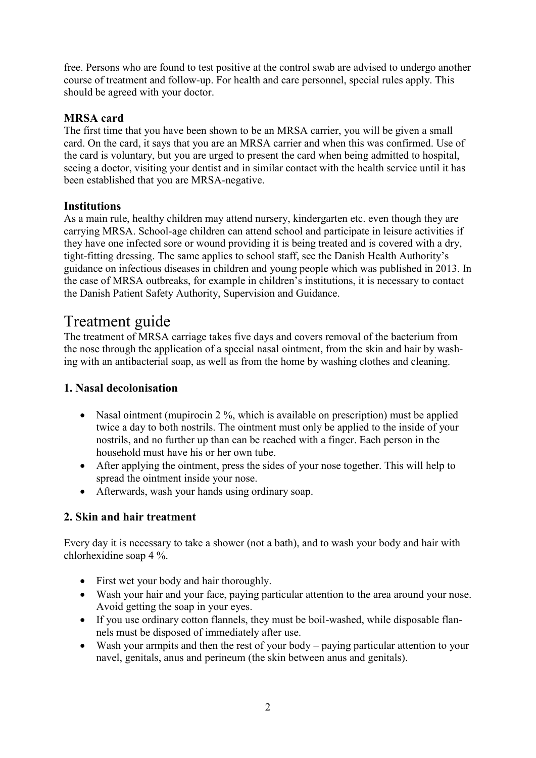free. Persons who are found to test positive at the control swab are advised to undergo another course of treatment and follow-up. For health and care personnel, special rules apply. This should be agreed with your doctor.

### MRSA card

The first time that you have been shown to be an MRSA carrier, you will be given a small card. On the card, it says that you are an MRSA carrier and when this was confirmed. Use of the card is voluntary, but you are urged to present the card when being admitted to hospital, seeing a doctor, visiting your dentist and in similar contact with the health service until it has been established that you are MRSA-negative.

### Institutions

As a main rule, healthy children may attend nursery, kindergarten etc. even though they are carrying MRSA. School-age children can attend school and participate in leisure activities if they have one infected sore or wound providing it is being treated and is covered with a dry, tight-fitting dressing. The same applies to school staff, see the Danish Health Authority's guidance on infectious diseases in children and young people which was published in 2013. In the case of MRSA outbreaks, for example in children's institutions, it is necessary to contact the Danish Patient Safety Authority, Supervision and Guidance.

## Treatment guide

The treatment of MRSA carriage takes five days and covers removal of the bacterium from the nose through the application of a special nasal ointment, from the skin and hair by washing with an antibacterial soap, as well as from the home by washing clothes and cleaning.

### 1. Nasal decolonisation

- Nasal ointment (mupirocin 2 %, which is available on prescription) must be applied twice a day to both nostrils. The ointment must only be applied to the inside of your nostrils, and no further up than can be reached with a finger. Each person in the household must have his or her own tube.
- After applying the ointment, press the sides of your nose together. This will help to spread the ointment inside your nose.
- Afterwards, wash your hands using ordinary soap.

### 2. Skin and hair treatment

Every day it is necessary to take a shower (not a bath), and to wash your body and hair with chlorhexidine soap 4 %.

- First wet your body and hair thoroughly.
- Wash your hair and your face, paying particular attention to the area around your nose. Avoid getting the soap in your eyes.
- If you use ordinary cotton flannels, they must be boil-washed, while disposable flannels must be disposed of immediately after use.
- Wash your armpits and then the rest of your body – paying particular attention to your navel, genitals, anus and perineum (the skin between anus and genitals).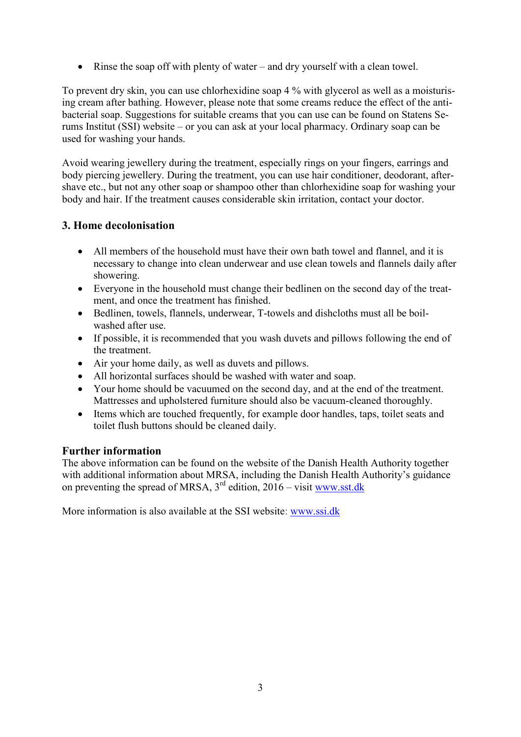- Rinse the soap off with plenty of water – and dry yourself with a clean towel.

To prevent dry skin, you can use chlorhexidine soap 4 % with glycerol as well as a moisturising cream after bathing. However, please note that some creams reduce the effect of the antibacterial soap. Suggestions for suitable creams that you can use can be found on Statens Serums Institut (SSI) website – or you can ask at your local pharmacy. Ordinary soap can be used for washing your hands.

Avoid wearing jewellery during the treatment, especially rings on your fingers, earrings and body piercing jewellery. During the treatment, you can use hair conditioner, deodorant, aftershave etc., but not any other soap or shampoo other than chlorhexidine soap for washing your body and hair. If the treatment causes considerable skin irritation, contact your doctor.

### 3. Home decolonisation

- All members of the household must have their own bath towel and flannel, and it is necessary to change into clean underwear and use clean towels and flannels daily after showering.
- Everyone in the household must change their bedlinen on the second day of the treatment, and once the treatment has finished.
- Bedlinen, towels, flannels, underwear, T-towels and dishcloths must all be boil-washed after use.
- If possible, it is recommended that you wash duvets and pillows following the end of the treatment.
- Air your home daily, as well as duvets and pillows.
- All horizontal surfaces should be washed with water and soap.
- Your home should be vacuumed on the second day, and at the end of the treatment. Mattresses and upholstered furniture should also be vacuum-cleaned thoroughly.
- Items which are touched frequently, for example door handles, taps, toilet seats and toilet flush buttons should be cleaned daily.

### Further information

The above information can be found on the website of the Danish Health Authority together with additional information about MRSA, including the Danish Health Authority's guidance on preventing the spread of MRSA, 3rd edition, 2016 – visit www.sst.dk

More information is also available at the SSI website: www.ssi.dk